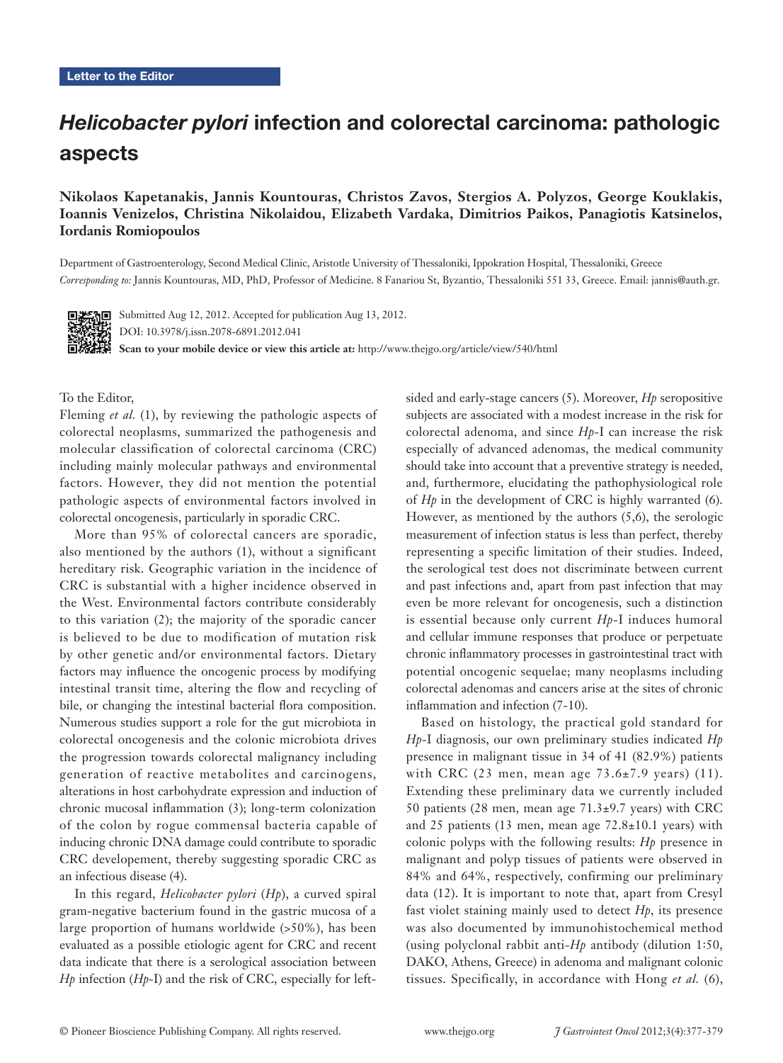Letter to the Editor

# *Helicobacter pylori* infection and colorectal carcinoma: pathologic aspects

**Nikolaos Kapetanakis, Jannis Kountouras, Christos Zavos, Stergios A. Polyzos, George Kouklakis, Ioannis Venizelos, Christina Nikolaidou, Elizabeth Vardaka, Dimitrios Paikos, Panagiotis Katsinelos, Iordanis Romiopoulos**

Department of Gastroenterology, Second Medical Clinic, Aristotle University of Thessaloniki, Ippokration Hospital, Thessaloniki, Greece

*Corresponding to:* Jannis Kountouras, MD, PhD, Professor of Medicine. 8 Fanariou St, Byzantio, Thessaloniki 551 33, Greece. Email: jannis@auth.gr.

Submitted Aug 12, 2012. Accepted for publication Aug 13, 2012.
DOI: 10.3978/j.issn.2078-6891.2012.041
**Scan to your mobile device or view this article at:** http://www.thejgo.org/article/view/540/html

To the Editor,

Fleming *et al.* (1), by reviewing the pathologic aspects of colorectal neoplasms, summarized the pathogenesis and molecular classification of colorectal carcinoma (CRC) including mainly molecular pathways and environmental factors. However, they did not mention the potential pathologic aspects of environmental factors involved in colorectal oncogenesis, particularly in sporadic CRC.

More than 95% of colorectal cancers are sporadic, also mentioned by the authors (1), without a significant hereditary risk. Geographic variation in the incidence of CRC is substantial with a higher incidence observed in the West. Environmental factors contribute considerably to this variation (2); the majority of the sporadic cancer is believed to be due to modification of mutation risk by other genetic and/or environmental factors. Dietary factors may influence the oncogenic process by modifying intestinal transit time, altering the flow and recycling of bile, or changing the intestinal bacterial flora composition. Numerous studies support a role for the gut microbiota in colorectal oncogenesis and the colonic microbiota drives the progression towards colorectal malignancy including generation of reactive metabolites and carcinogens, alterations in host carbohydrate expression and induction of chronic mucosal inflammation (3); long-term colonization of the colon by rogue commensal bacteria capable of inducing chronic DNA damage could contribute to sporadic CRC developement, thereby suggesting sporadic CRC as an infectious disease (4).

In this regard, *Helicobacter pylori* (*Hp*), a curved spiral gram-negative bacterium found in the gastric mucosa of a large proportion of humans worldwide (>50%), has been evaluated as a possible etiologic agent for CRC and recent data indicate that there is a serological association between *Hp* infection (*Hp*-I) and the risk of CRC, especially for left-sided and early-stage cancers (5). Moreover, *Hp* seropositive subjects are associated with a modest increase in the risk for colorectal adenoma, and since *Hp*-I can increase the risk especially of advanced adenomas, the medical community should take into account that a preventive strategy is needed, and, furthermore, elucidating the pathophysiological role of *Hp* in the development of CRC is highly warranted (6). However, as mentioned by the authors (5,6), the serologic measurement of infection status is less than perfect, thereby representing a specific limitation of their studies. Indeed, the serological test does not discriminate between current and past infections and, apart from past infection that may even be more relevant for oncogenesis, such a distinction is essential because only current *Hp*-I induces humoral and cellular immune responses that produce or perpetuate chronic inflammatory processes in gastrointestinal tract with potential oncogenic sequelae; many neoplasms including colorectal adenomas and cancers arise at the sites of chronic inflammation and infection (7-10).

Based on histology, the practical gold standard for *Hp*-I diagnosis, our own preliminary studies indicated *Hp* presence in malignant tissue in 34 of 41 (82.9%) patients with CRC (23 men, mean age 73.6±7.9 years) (11). Extending these preliminary data we currently included 50 patients (28 men, mean age 71.3±9.7 years) with CRC and 25 patients (13 men, mean age 72.8±10.1 years) with colonic polyps with the following results: *Hp* presence in malignant and polyp tissues of patients were observed in 84% and 64%, respectively, confirming our preliminary data (12). It is important to note that, apart from Cresyl fast violet staining mainly used to detect *Hp*, its presence was also documented by immunohistochemical method (using polyclonal rabbit anti-*Hp* antibody (dilution 1:50, DAKO, Athens, Greece) in adenoma and malignant colonic tissues. Specifically, in accordance with Hong *et al.* (6),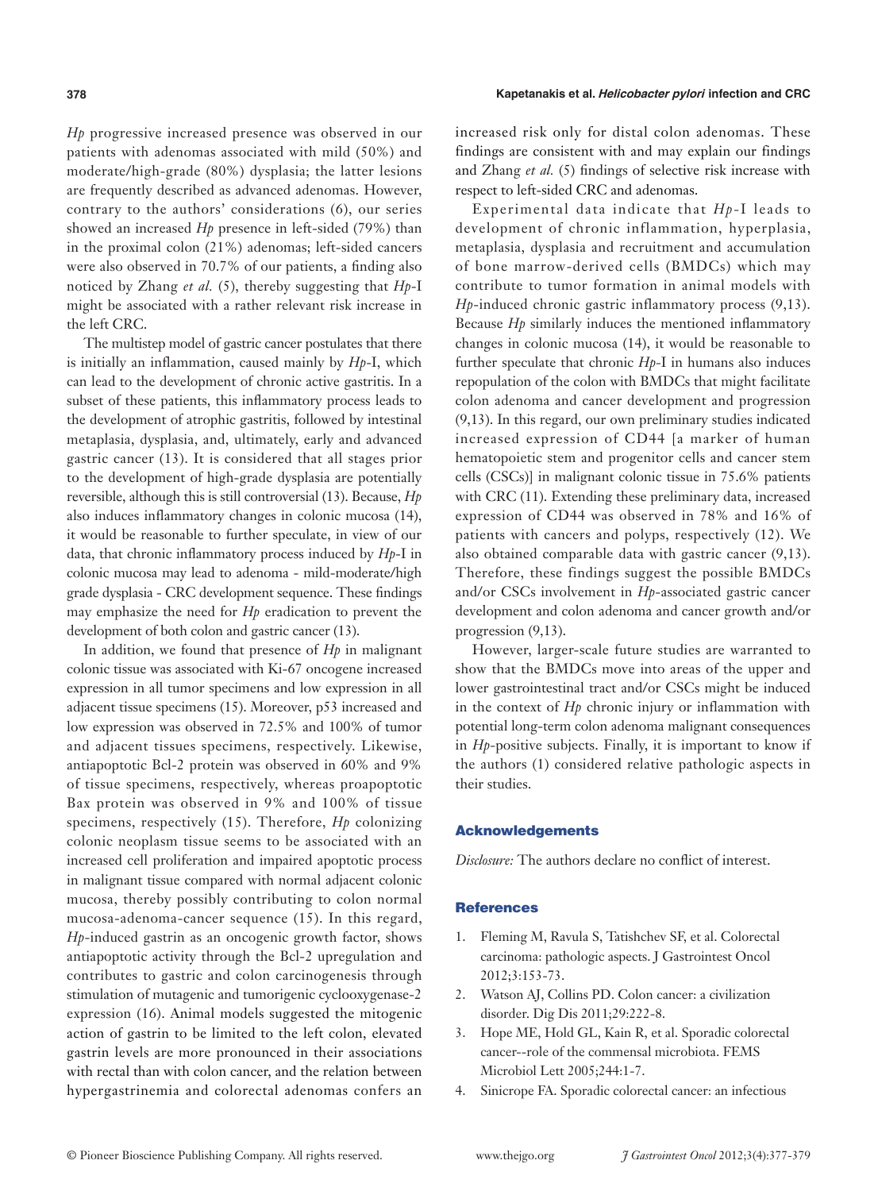*Hp* progressive increased presence was observed in our patients with adenomas associated with mild (50%) and moderate/high-grade (80%) dysplasia; the latter lesions are frequently described as advanced adenomas. However, contrary to the authors' considerations (6), our series showed an increased *Hp* presence in left-sided (79%) than in the proximal colon (21%) adenomas; left-sided cancers were also observed in 70.7% of our patients, a finding also noticed by Zhang *et al.* (5), thereby suggesting that *Hp*-I might be associated with a rather relevant risk increase in the left CRC.

The multistep model of gastric cancer postulates that there is initially an inflammation, caused mainly by *Hp*-I, which can lead to the development of chronic active gastritis. In a subset of these patients, this inflammatory process leads to the development of atrophic gastritis, followed by intestinal metaplasia, dysplasia, and, ultimately, early and advanced gastric cancer (13). It is considered that all stages prior to the development of high-grade dysplasia are potentially reversible, although this is still controversial (13). Because, *Hp* also induces inflammatory changes in colonic mucosa (14), it would be reasonable to further speculate, in view of our data, that chronic inflammatory process induced by *Hp*-I in colonic mucosa may lead to adenoma - mild-moderate/high grade dysplasia - CRC development sequence. These findings may emphasize the need for *Hp* eradication to prevent the development of both colon and gastric cancer (13).

In addition, we found that presence of *Hp* in malignant colonic tissue was associated with Ki-67 oncogene increased expression in all tumor specimens and low expression in all adjacent tissue specimens (15). Moreover, p53 increased and low expression was observed in 72.5% and 100% of tumor and adjacent tissues specimens, respectively. Likewise, antiapoptotic Bcl-2 protein was observed in 60% and 9% of tissue specimens, respectively, whereas proapoptotic Bax protein was observed in 9% and 100% of tissue specimens, respectively (15). Therefore, *Hp* colonizing colonic neoplasm tissue seems to be associated with an increased cell proliferation and impaired apoptotic process in malignant tissue compared with normal adjacent colonic mucosa, thereby possibly contributing to colon normal mucosa-adenoma-cancer sequence (15). In this regard, *Hp*-induced gastrin as an oncogenic growth factor, shows antiapoptotic activity through the Bcl-2 upregulation and contributes to gastric and colon carcinogenesis through stimulation of mutagenic and tumorigenic cyclooxygenase-2 expression (16). Animal models suggested the mitogenic action of gastrin to be limited to the left colon, elevated gastrin levels are more pronounced in their associations with rectal than with colon cancer, and the relation between hypergastrinemia and colorectal adenomas confers an increased risk only for distal colon adenomas. These findings are consistent with and may explain our findings and Zhang *et al.* (5) findings of selective risk increase with respect to left-sided CRC and adenomas.

Experimental data indicate that *Hp*-I leads to development of chronic inflammation, hyperplasia, metaplasia, dysplasia and recruitment and accumulation of bone marrow-derived cells (BMDCs) which may contribute to tumor formation in animal models with *Hp*-induced chronic gastric inflammatory process (9,13). Because *Hp* similarly induces the mentioned inflammatory changes in colonic mucosa (14), it would be reasonable to further speculate that chronic *Hp*-I in humans also induces repopulation of the colon with BMDCs that might facilitate colon adenoma and cancer development and progression (9,13). In this regard, our own preliminary studies indicated increased expression of CD44 [a marker of human hematopoietic stem and progenitor cells and cancer stem cells (CSCs)] in malignant colonic tissue in 75.6% patients with CRC (11). Extending these preliminary data, increased expression of CD44 was observed in 78% and 16% of patients with cancers and polyps, respectively (12). We also obtained comparable data with gastric cancer (9,13). Therefore, these findings suggest the possible BMDCs and/or CSCs involvement in *Hp*-associated gastric cancer development and colon adenoma and cancer growth and/or progression (9,13).

However, larger-scale future studies are warranted to show that the BMDCs move into areas of the upper and lower gastrointestinal tract and/or CSCs might be induced in the context of *Hp* chronic injury or inflammation with potential long-term colon adenoma malignant consequences in *Hp*-positive subjects. Finally, it is important to know if the authors (1) considered relative pathologic aspects in their studies.

## Acknowledgements

*Disclosure:* The authors declare no conflict of interest.

## References

1. Fleming M, Ravula S, Tatishchev SF, et al. Colorectal carcinoma: pathologic aspects. J Gastrointest Oncol 2012;3:153-73.
2. Watson AJ, Collins PD. Colon cancer: a civilization disorder. Dig Dis 2011;29:222-8.
3. Hope ME, Hold GL, Kain R, et al. Sporadic colorectal cancer--role of the commensal microbiota. FEMS Microbiol Lett 2005;244:1-7.
4. Sinicrope FA. Sporadic colorectal cancer: an infectious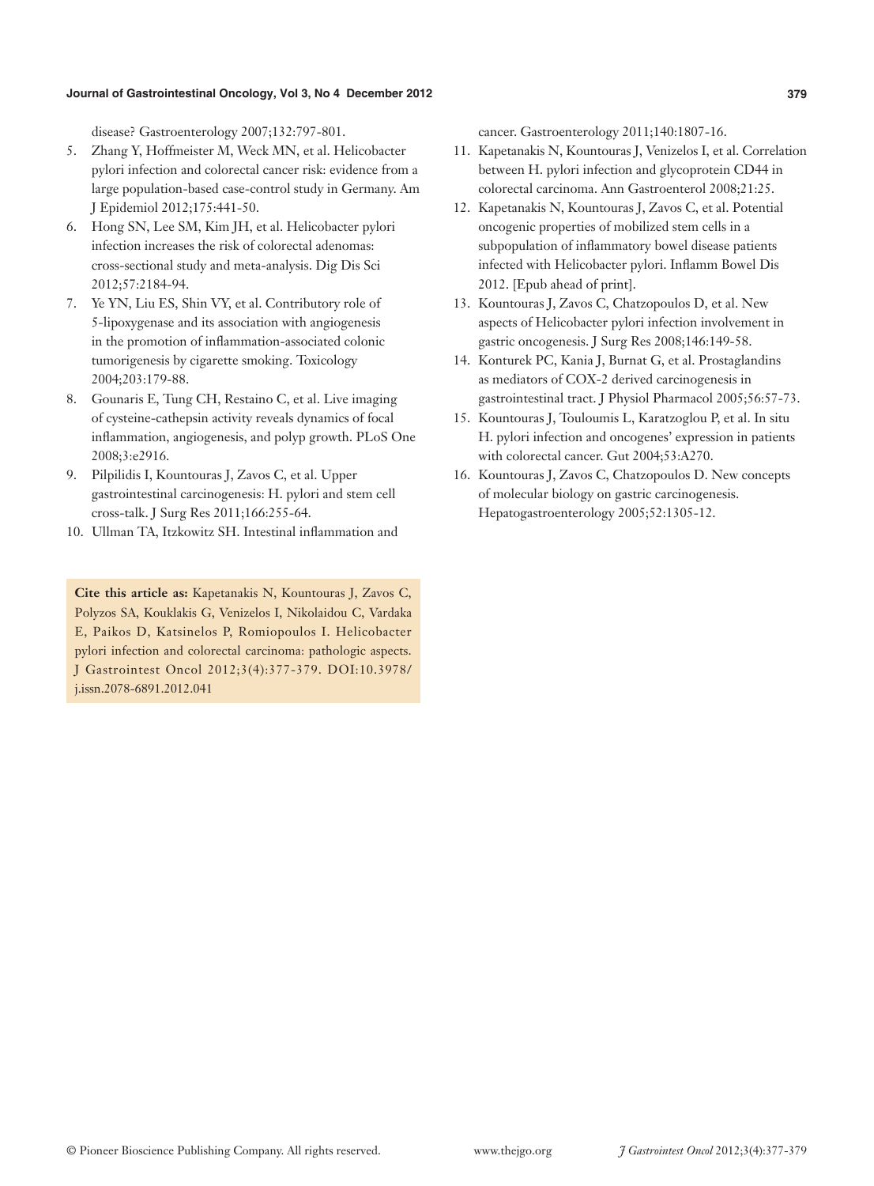disease? Gastroenterology 2007;132:797-801.

5. Zhang Y, Hoffmeister M, Weck MN, et al. Helicobacter pylori infection and colorectal cancer risk: evidence from a large population-based case-control study in Germany. Am J Epidemiol 2012;175:441-50.
6. Hong SN, Lee SM, Kim JH, et al. Helicobacter pylori infection increases the risk of colorectal adenomas: cross-sectional study and meta-analysis. Dig Dis Sci 2012;57:2184-94.
7. Ye YN, Liu ES, Shin VY, et al. Contributory role of 5-lipoxygenase and its association with angiogenesis in the promotion of inflammation-associated colonic tumorigenesis by cigarette smoking. Toxicology 2004;203:179-88.
8. Gounaris E, Tung CH, Restaino C, et al. Live imaging of cysteine-cathepsin activity reveals dynamics of focal inflammation, angiogenesis, and polyp growth. PLoS One 2008;3:e2916.
9. Pilpilidis I, Kountouras J, Zavos C, et al. Upper gastrointestinal carcinogenesis: H. pylori and stem cell cross-talk. J Surg Res 2011;166:255-64.
10. Ullman TA, Itzkowitz SH. Intestinal inflammation and cancer. Gastroenterology 2011;140:1807-16.
11. Kapetanakis N, Kountouras J, Venizelos I, et al. Correlation between H. pylori infection and glycoprotein CD44 in colorectal carcinoma. Ann Gastroenterol 2008;21:25.
12. Kapetanakis N, Kountouras J, Zavos C, et al. Potential oncogenic properties of mobilized stem cells in a subpopulation of inflammatory bowel disease patients infected with Helicobacter pylori. Inflamm Bowel Dis 2012. [Epub ahead of print].
13. Kountouras J, Zavos C, Chatzopoulos D, et al. New aspects of Helicobacter pylori infection involvement in gastric oncogenesis. J Surg Res 2008;146:149-58.
14. Konturek PC, Kania J, Burnat G, et al. Prostaglandins as mediators of COX-2 derived carcinogenesis in gastrointestinal tract. J Physiol Pharmacol 2005;56:57-73.
15. Kountouras J, Touloumis L, Karatzoglou P, et al. In situ H. pylori infection and oncogenes' expression in patients with colorectal cancer. Gut 2004;53:A270.
16. Kountouras J, Zavos C, Chatzopoulos D. New concepts of molecular biology on gastric carcinogenesis. Hepatogastroenterology 2005;52:1305-12.

**Cite this article as:** Kapetanakis N, Kountouras J, Zavos C, Polyzos SA, Kouklakis G, Venizelos I, Nikolaidou C, Vardaka E, Paikos D, Katsinelos P, Romiopoulos I. Helicobacter pylori infection and colorectal carcinoma: pathologic aspects. J Gastrointest Oncol 2012;3(4):377-379. DOI:10.3978/j.issn.2078-6891.2012.041